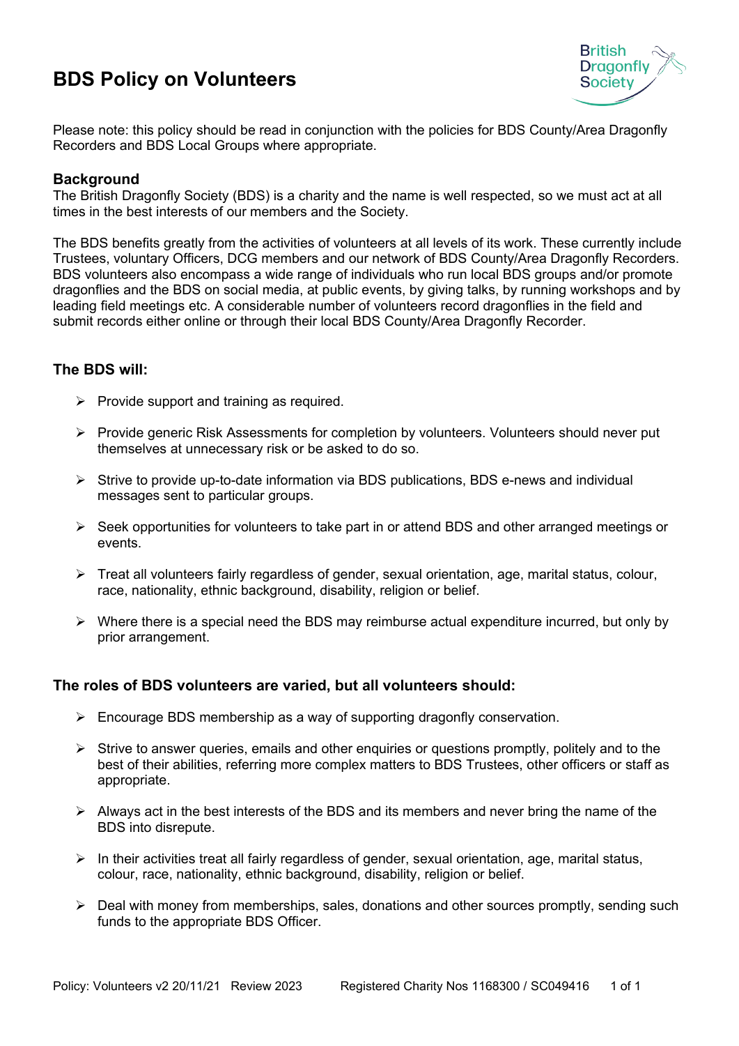# BDS Policy on Volunteers

Please note: this policy should be read in conjunction with the policies for BDS County/Area Dragonfly Recorders and BDS Local Groups where appropriate.

## Background

The British Dragonfly Society (BDS) is a charity and the name is well respected, so we must act at all times in the best interests of our members and the Society.

The BDS benefits greatly from the activities of volunteers at all levels of its work. These currently include Trustees, voluntary Officers, DCG members and our network of BDS County/Area Dragonfly Recorders. BDS volunteers also encompass a wide range of individuals who run local BDS groups and/or promote dragonflies and the BDS on social media, at public events, by giving talks, by running workshops and by leading field meetings etc. A considerable number of volunteers record dragonflies in the field and submit records either online or through their local BDS County/Area Dragonfly Recorder.

## The BDS will:

- Provide support and training as required.
- Provide generic Risk Assessments for completion by volunteers. Volunteers should never put themselves at unnecessary risk or be asked to do so.
- Strive to provide up-to-date information via BDS publications, BDS e-news and individual messages sent to particular groups.
- Seek opportunities for volunteers to take part in or attend BDS and other arranged meetings or events.
- Treat all volunteers fairly regardless of gender, sexual orientation, age, marital status, colour, race, nationality, ethnic background, disability, religion or belief.
- Where there is a special need the BDS may reimburse actual expenditure incurred, but only by prior arrangement.

## The roles of BDS volunteers are varied, but all volunteers should:

- Encourage BDS membership as a way of supporting dragonfly conservation.
- Strive to answer queries, emails and other enquiries or questions promptly, politely and to the best of their abilities, referring more complex matters to BDS Trustees, other officers or staff as appropriate.
- Always act in the best interests of the BDS and its members and never bring the name of the BDS into disrepute.
- In their activities treat all fairly regardless of gender, sexual orientation, age, marital status, colour, race, nationality, ethnic background, disability, religion or belief.
- Deal with money from memberships, sales, donations and other sources promptly, sending such funds to the appropriate BDS Officer.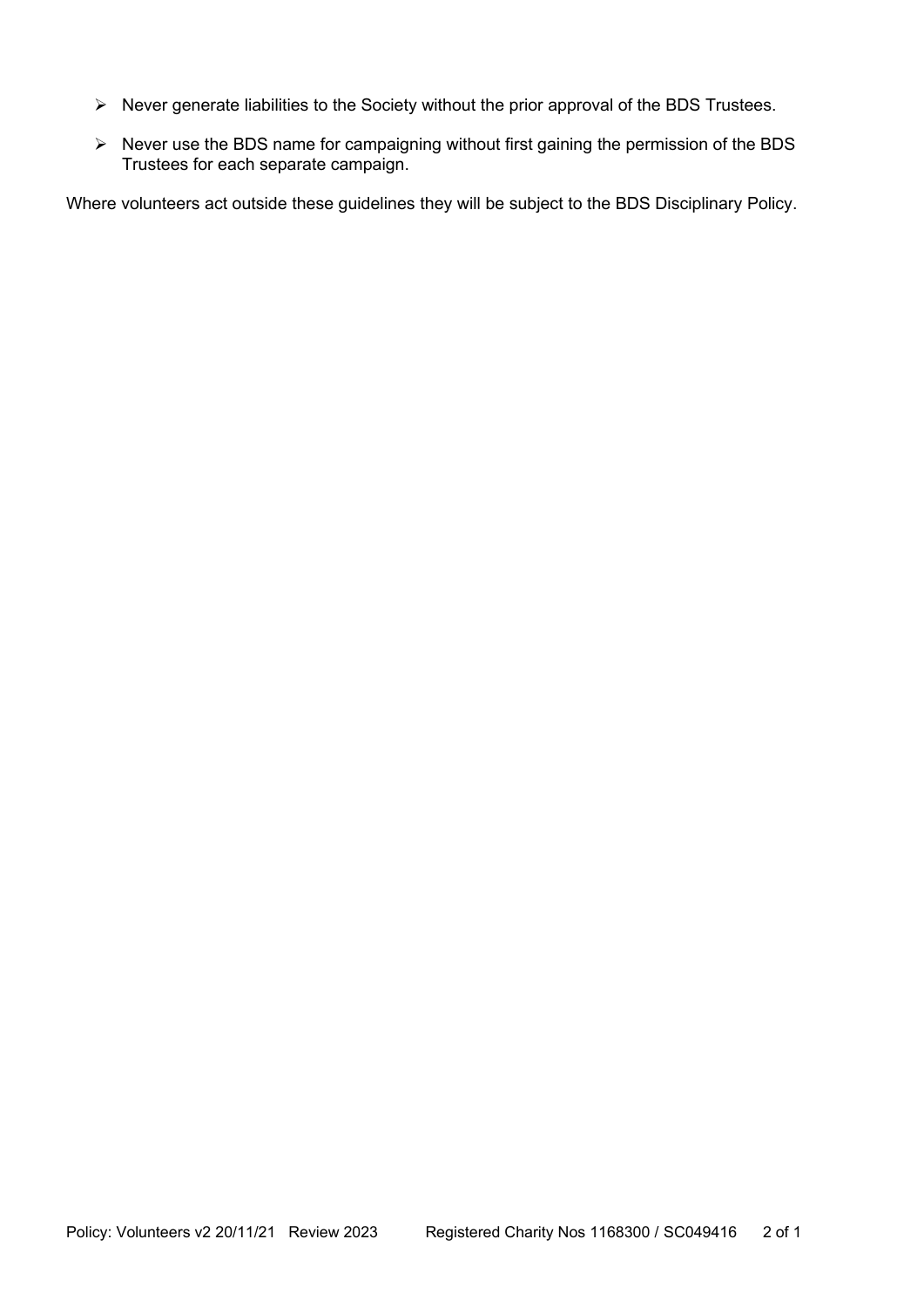- Never generate liabilities to the Society without the prior approval of the BDS Trustees.
- Never use the BDS name for campaigning without first gaining the permission of the BDS Trustees for each separate campaign.

Where volunteers act outside these guidelines they will be subject to the BDS Disciplinary Policy.